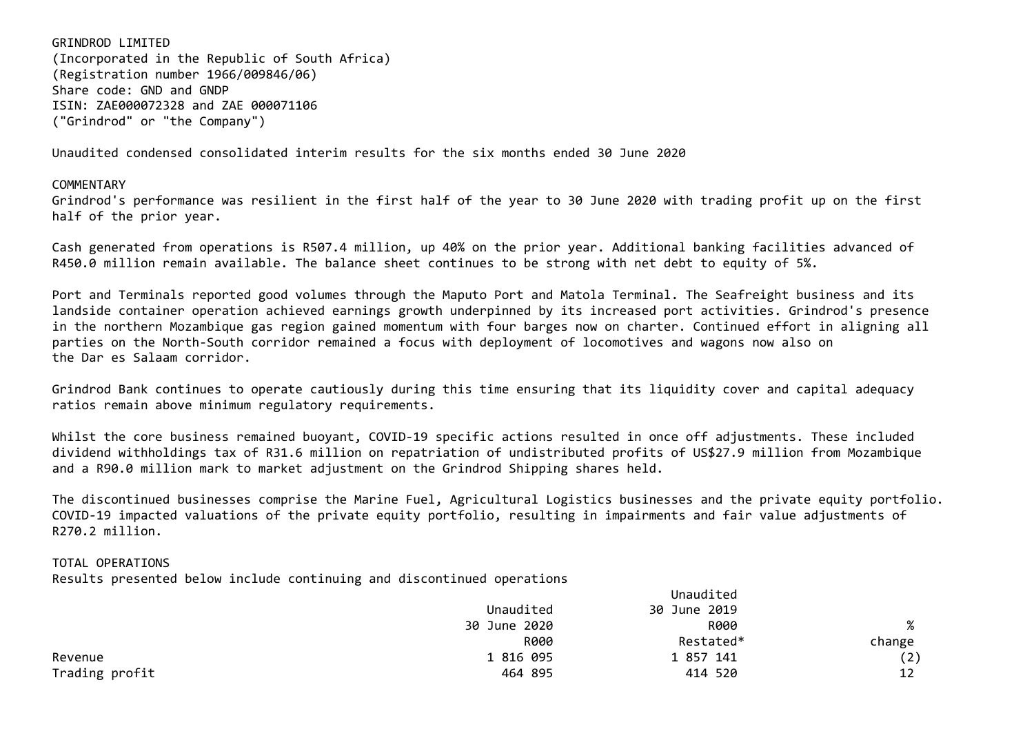GRINDROD LIMITED
(Incorporated in the Republic of South Africa)
(Registration number 1966/009846/06)
Share code: GND and GNDP
ISIN: ZAE000072328 and ZAE 000071106
("Grindrod" or "the Company")

Unaudited condensed consolidated interim results for the six months ended 30 June 2020

## COMMENTARY

Grindrod's performance was resilient in the first half of the year to 30 June 2020 with trading profit up on the first half of the prior year.

Cash generated from operations is R507.4 million, up 40% on the prior year. Additional banking facilities advanced of R450.0 million remain available. The balance sheet continues to be strong with net debt to equity of 5%.

Port and Terminals reported good volumes through the Maputo Port and Matola Terminal. The Seafreight business and its landside container operation achieved earnings growth underpinned by its increased port activities. Grindrod's presence in the northern Mozambique gas region gained momentum with four barges now on charter. Continued effort in aligning all parties on the North-South corridor remained a focus with deployment of locomotives and wagons now also on the Dar es Salaam corridor.

Grindrod Bank continues to operate cautiously during this time ensuring that its liquidity cover and capital adequacy ratios remain above minimum regulatory requirements.

Whilst the core business remained buoyant, COVID-19 specific actions resulted in once off adjustments. These included dividend withholdings tax of R31.6 million on repatriation of undistributed profits of US$27.9 million from Mozambique and a R90.0 million mark to market adjustment on the Grindrod Shipping shares held.

The discontinued businesses comprise the Marine Fuel, Agricultural Logistics businesses and the private equity portfolio. COVID-19 impacted valuations of the private equity portfolio, resulting in impairments and fair value adjustments of R270.2 million.

## TOTAL OPERATIONS

Results presented below include continuing and discontinued operations

| | Unaudited 30 June 2020 R000 | Unaudited 30 June 2019 R000 Restated* | % change |
|---|---|---|---|
| Revenue | 1 816 095 | 1 857 141 | (2) |
| Trading profit | 464 895 | 414 520 | 12 |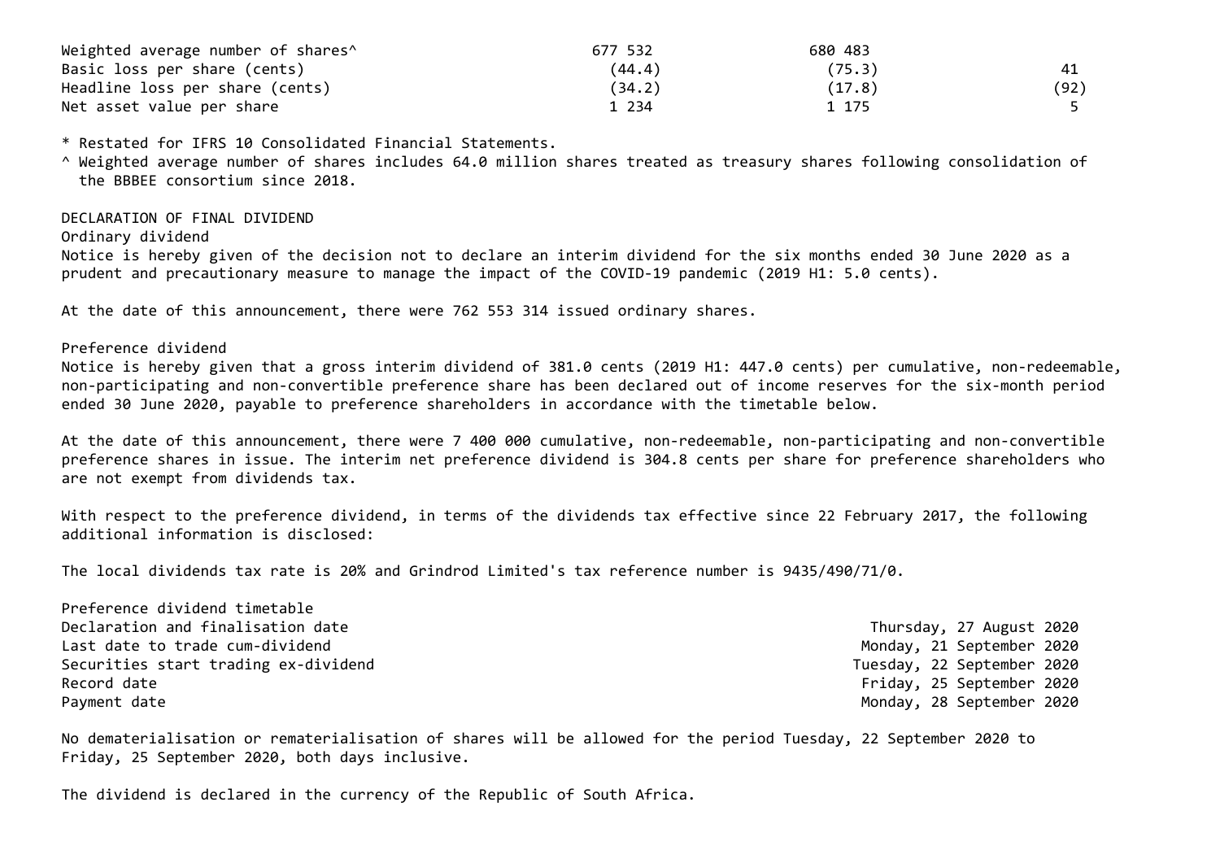| | | | |
|---|---|---|---|
| Weighted average number of shares^ | 677 532 | 680 483 | |
| Basic loss per share (cents) | (44.4) | (75.3) | 41 |
| Headline loss per share (cents) | (34.2) | (17.8) | (92) |
| Net asset value per share | 1 234 | 1 175 | 5 |

* Restated for IFRS 10 Consolidated Financial Statements.

^ Weighted average number of shares includes 64.0 million shares treated as treasury shares following consolidation of the BBBEE consortium since 2018.

DECLARATION OF FINAL DIVIDEND

Ordinary dividend

Notice is hereby given of the decision not to declare an interim dividend for the six months ended 30 June 2020 as a prudent and precautionary measure to manage the impact of the COVID-19 pandemic (2019 H1: 5.0 cents).

At the date of this announcement, there were 762 553 314 issued ordinary shares.

Preference dividend

Notice is hereby given that a gross interim dividend of 381.0 cents (2019 H1: 447.0 cents) per cumulative, non-redeemable, non-participating and non-convertible preference share has been declared out of income reserves for the six-month period ended 30 June 2020, payable to preference shareholders in accordance with the timetable below.

At the date of this announcement, there were 7 400 000 cumulative, non-redeemable, non-participating and non-convertible preference shares in issue. The interim net preference dividend is 304.8 cents per share for preference shareholders who are not exempt from dividends tax.

With respect to the preference dividend, in terms of the dividends tax effective since 22 February 2017, the following additional information is disclosed:

The local dividends tax rate is 20% and Grindrod Limited's tax reference number is 9435/490/71/0.

Preference dividend timetable

| | |
|---|---|
| Declaration and finalisation date | Thursday, 27 August 2020 |
| Last date to trade cum-dividend | Monday, 21 September 2020 |
| Securities start trading ex-dividend | Tuesday, 22 September 2020 |
| Record date | Friday, 25 September 2020 |
| Payment date | Monday, 28 September 2020 |

No dematerialisation or rematerialisation of shares will be allowed for the period Tuesday, 22 September 2020 to Friday, 25 September 2020, both days inclusive.

The dividend is declared in the currency of the Republic of South Africa.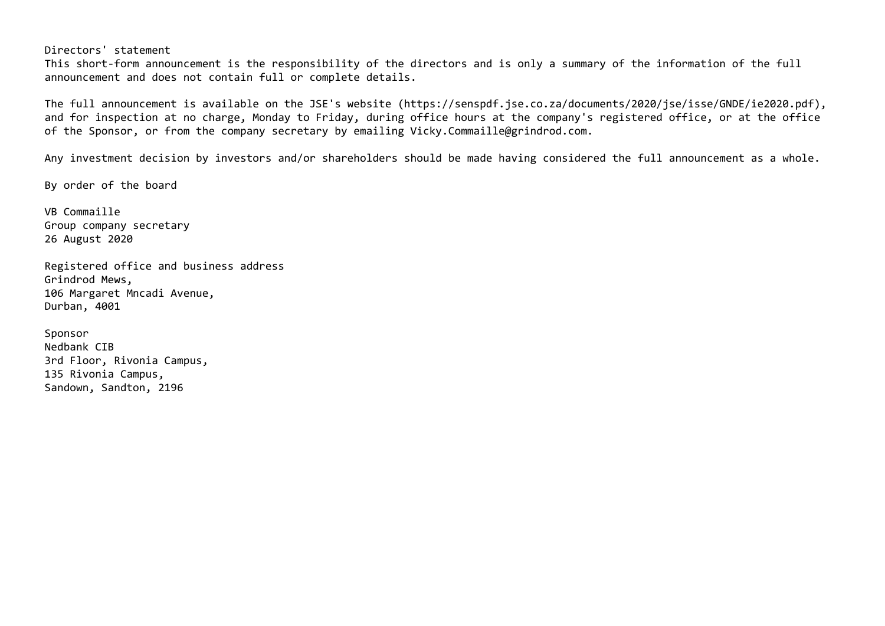Directors' statement

This short-form announcement is the responsibility of the directors and is only a summary of the information of the full announcement and does not contain full or complete details.

The full announcement is available on the JSE's website (https://senspdf.jse.co.za/documents/2020/jse/isse/GNDE/ie2020.pdf), and for inspection at no charge, Monday to Friday, during office hours at the company's registered office, or at the office of the Sponsor, or from the company secretary by emailing Vicky.Commaille@grindrod.com.

Any investment decision by investors and/or shareholders should be made having considered the full announcement as a whole.

By order of the board

VB Commaille
Group company secretary
26 August 2020

Registered office and business address
Grindrod Mews,
106 Margaret Mncadi Avenue,
Durban, 4001

Sponsor
Nedbank CIB
3rd Floor, Rivonia Campus,
135 Rivonia Campus,
Sandown, Sandton, 2196